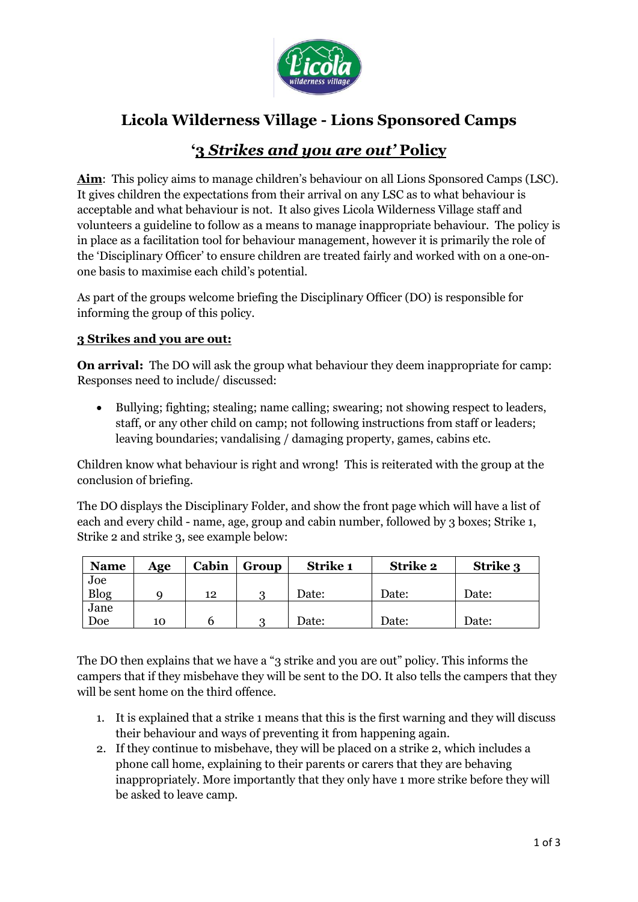# Licola Wilderness Village - Lions Sponsored Camps

## '3 *Strikes and you are out'* Policy

**Aim**: This policy aims to manage children's behaviour on all Lions Sponsored Camps (LSC). It gives children the expectations from their arrival on any LSC as to what behaviour is acceptable and what behaviour is not. It also gives Licola Wilderness Village staff and volunteers a guideline to follow as a means to manage inappropriate behaviour. The policy is in place as a facilitation tool for behaviour management, however it is primarily the role of the 'Disciplinary Officer' to ensure children are treated fairly and worked with on a one-on-one basis to maximise each child's potential.

As part of the groups welcome briefing the Disciplinary Officer (DO) is responsible for informing the group of this policy.

**3 Strikes and you are out:**

**On arrival:** The DO will ask the group what behaviour they deem inappropriate for camp: Responses need to include/ discussed:

- Bullying; fighting; stealing; name calling; swearing; not showing respect to leaders, staff, or any other child on camp; not following instructions from staff or leaders; leaving boundaries; vandalising / damaging property, games, cabins etc.

Children know what behaviour is right and wrong! This is reiterated with the group at the conclusion of briefing.

The DO displays the Disciplinary Folder, and show the front page which will have a list of each and every child - name, age, group and cabin number, followed by 3 boxes; Strike 1, Strike 2 and strike 3, see example below:

| Name | Age | Cabin | Group | Strike 1 | Strike 2 | Strike 3 |
|---|---|---|---|---|---|---|
| Joe Blog | 9 | 12 | 3 | Date: | Date: | Date: |
| Jane Doe | 10 | 6 | 3 | Date: | Date: | Date: |

The DO then explains that we have a "3 strike and you are out" policy. This informs the campers that if they misbehave they will be sent to the DO. It also tells the campers that they will be sent home on the third offence.

1. It is explained that a strike 1 means that this is the first warning and they will discuss their behaviour and ways of preventing it from happening again.
2. If they continue to misbehave, they will be placed on a strike 2, which includes a phone call home, explaining to their parents or carers that they are behaving inappropriately. More importantly that they only have 1 more strike before they will be asked to leave camp.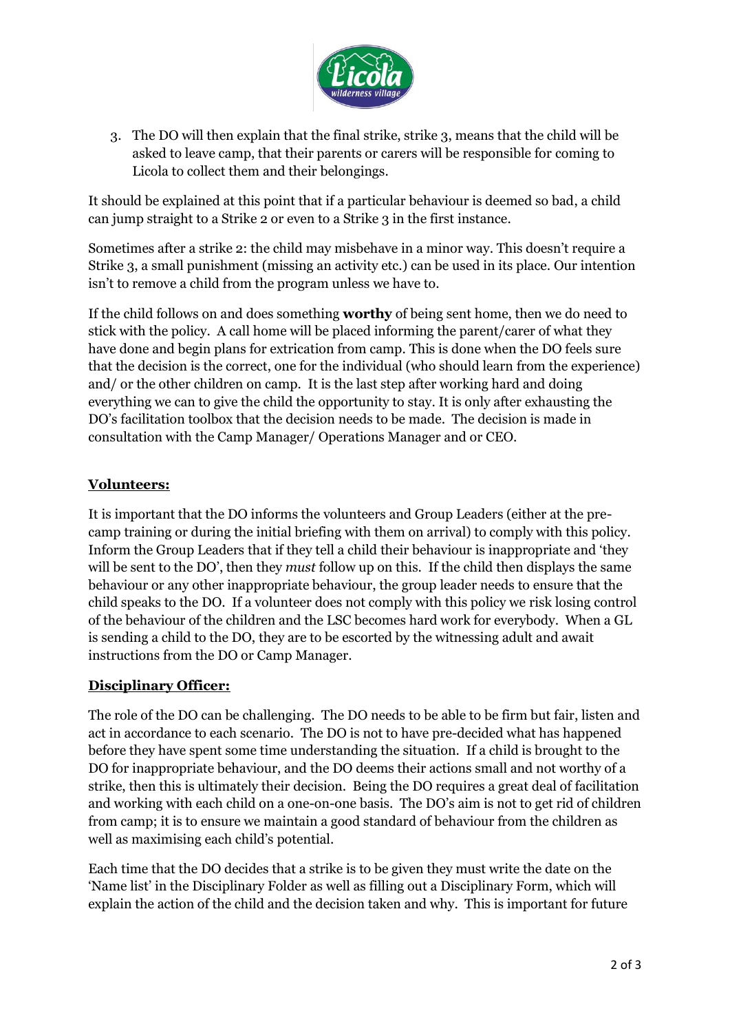3. The DO will then explain that the final strike, strike 3, means that the child will be asked to leave camp, that their parents or carers will be responsible for coming to Licola to collect them and their belongings.

It should be explained at this point that if a particular behaviour is deemed so bad, a child can jump straight to a Strike 2 or even to a Strike 3 in the first instance.

Sometimes after a strike 2: the child may misbehave in a minor way. This doesn't require a Strike 3, a small punishment (missing an activity etc.) can be used in its place. Our intention isn't to remove a child from the program unless we have to.

If the child follows on and does something **worthy** of being sent home, then we do need to stick with the policy. A call home will be placed informing the parent/carer of what they have done and begin plans for extrication from camp. This is done when the DO feels sure that the decision is the correct, one for the individual (who should learn from the experience) and/ or the other children on camp. It is the last step after working hard and doing everything we can to give the child the opportunity to stay. It is only after exhausting the DO's facilitation toolbox that the decision needs to be made. The decision is made in consultation with the Camp Manager/ Operations Manager and or CEO.

## Volunteers:

It is important that the DO informs the volunteers and Group Leaders (either at the pre-camp training or during the initial briefing with them on arrival) to comply with this policy. Inform the Group Leaders that if they tell a child their behaviour is inappropriate and 'they will be sent to the DO', then they *must* follow up on this. If the child then displays the same behaviour or any other inappropriate behaviour, the group leader needs to ensure that the child speaks to the DO. If a volunteer does not comply with this policy we risk losing control of the behaviour of the children and the LSC becomes hard work for everybody. When a GL is sending a child to the DO, they are to be escorted by the witnessing adult and await instructions from the DO or Camp Manager.

## Disciplinary Officer:

The role of the DO can be challenging. The DO needs to be able to be firm but fair, listen and act in accordance to each scenario. The DO is not to have pre-decided what has happened before they have spent some time understanding the situation. If a child is brought to the DO for inappropriate behaviour, and the DO deems their actions small and not worthy of a strike, then this is ultimately their decision. Being the DO requires a great deal of facilitation and working with each child on a one-on-one basis. The DO's aim is not to get rid of children from camp; it is to ensure we maintain a good standard of behaviour from the children as well as maximising each child's potential.

Each time that the DO decides that a strike is to be given they must write the date on the 'Name list' in the Disciplinary Folder as well as filling out a Disciplinary Form, which will explain the action of the child and the decision taken and why. This is important for future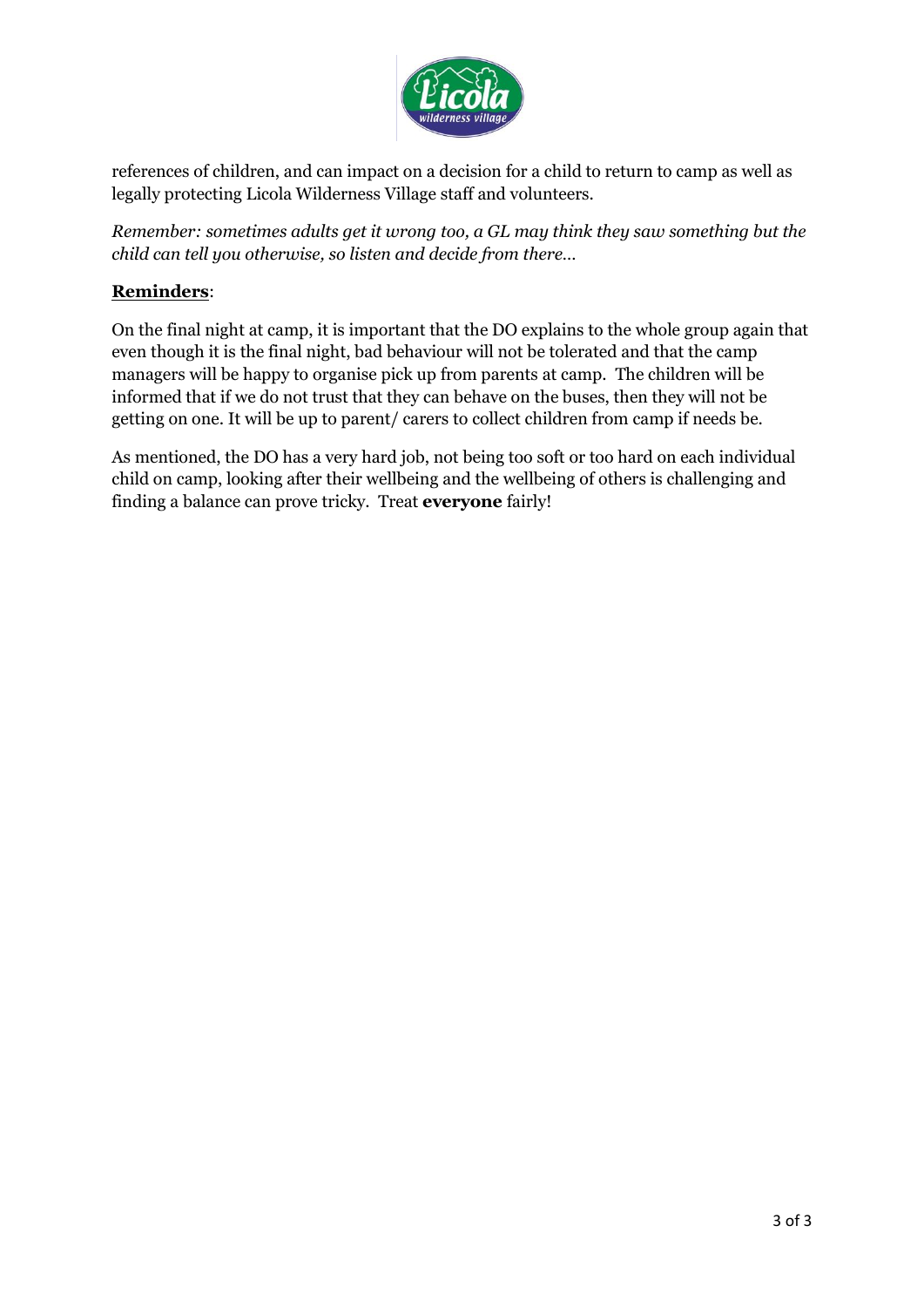references of children, and can impact on a decision for a child to return to camp as well as legally protecting Licola Wilderness Village staff and volunteers.

*Remember: sometimes adults get it wrong too, a GL may think they saw something but the child can tell you otherwise, so listen and decide from there…*

**<u>Reminders</u>**:

On the final night at camp, it is important that the DO explains to the whole group again that even though it is the final night, bad behaviour will not be tolerated and that the camp managers will be happy to organise pick up from parents at camp. The children will be informed that if we do not trust that they can behave on the buses, then they will not be getting on one. It will be up to parent/ carers to collect children from camp if needs be.

As mentioned, the DO has a very hard job, not being too soft or too hard on each individual child on camp, looking after their wellbeing and the wellbeing of others is challenging and finding a balance can prove tricky. Treat **everyone** fairly!